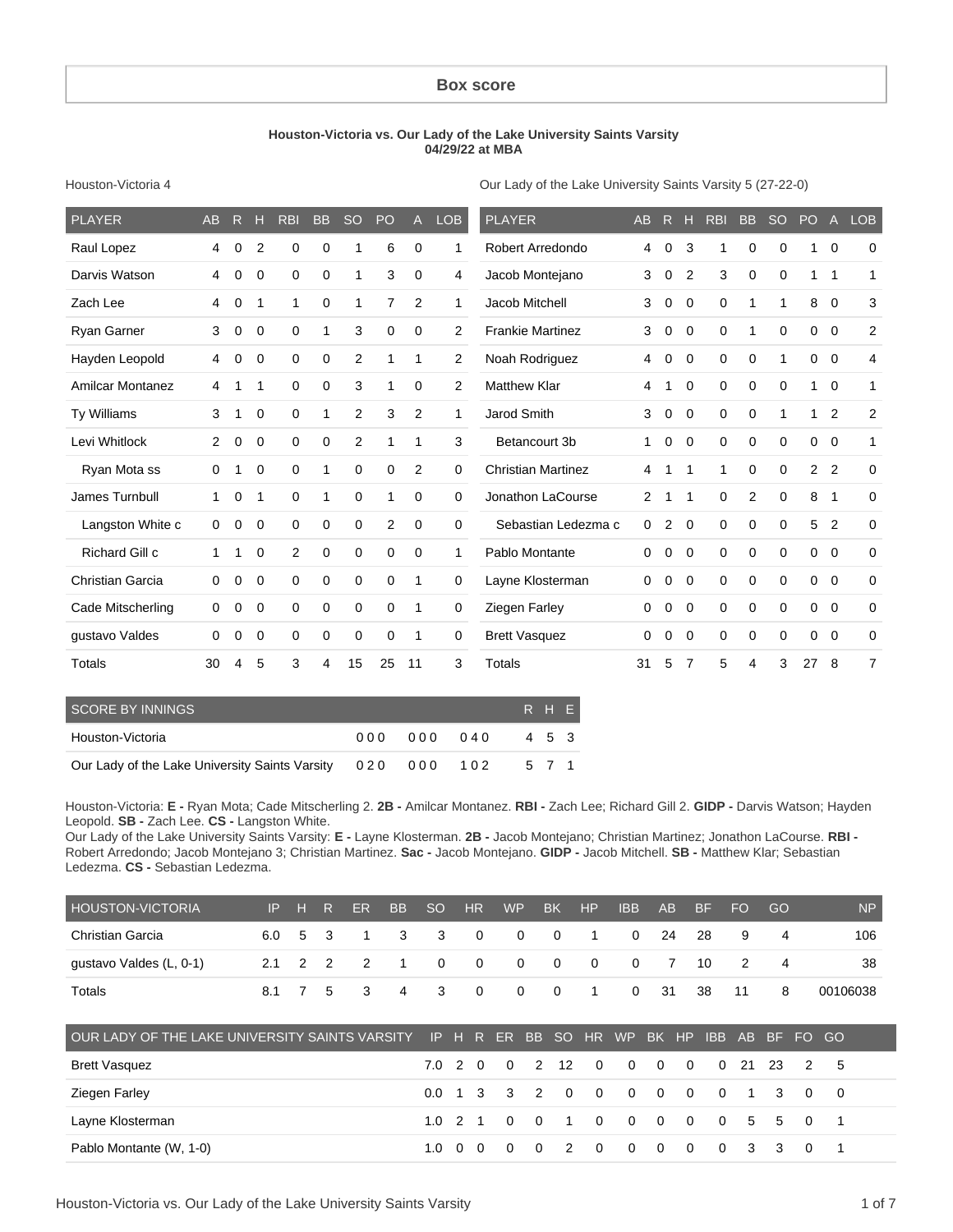## Box score

**Houston-Victoria vs. Our Lady of the Lake University Saints Varsity**
**04/29/22 at MBA**

Houston-Victoria 4

| PLAYER | AB | R | H | RBI | BB | SO | PO | A | LOB |
|---|---|---|---|---|---|---|---|---|---|
| Raul Lopez | 4 | 0 | 2 | 0 | 0 | 1 | 6 | 0 | 1 |
| Darvis Watson | 4 | 0 | 0 | 0 | 0 | 1 | 3 | 0 | 4 |
| Zach Lee | 4 | 0 | 1 | 1 | 0 | 1 | 7 | 2 | 1 |
| Ryan Garner | 3 | 0 | 0 | 0 | 1 | 3 | 0 | 0 | 2 |
| Hayden Leopold | 4 | 0 | 0 | 0 | 0 | 2 | 1 | 1 | 2 |
| Amilcar Montanez | 4 | 1 | 1 | 0 | 0 | 3 | 1 | 0 | 2 |
| Ty Williams | 3 | 1 | 0 | 0 | 1 | 2 | 3 | 2 | 1 |
| Levi Whitlock | 2 | 0 | 0 | 0 | 0 | 2 | 1 | 1 | 3 |
| Ryan Mota ss | 0 | 1 | 0 | 0 | 1 | 0 | 0 | 2 | 0 |
| James Turnbull | 1 | 0 | 1 | 0 | 1 | 0 | 1 | 0 | 0 |
| Langston White c | 0 | 0 | 0 | 0 | 0 | 0 | 2 | 0 | 0 |
| Richard Gill c | 1 | 1 | 0 | 2 | 0 | 0 | 0 | 0 | 1 |
| Christian Garcia | 0 | 0 | 0 | 0 | 0 | 0 | 0 | 1 | 0 |
| Cade Mitscherling | 0 | 0 | 0 | 0 | 0 | 0 | 0 | 1 | 0 |
| gustavo Valdes | 0 | 0 | 0 | 0 | 0 | 0 | 0 | 1 | 0 |
| Totals | 30 | 4 | 5 | 3 | 4 | 15 | 25 | 11 | 3 |

Our Lady of the Lake University Saints Varsity 5 (27-22-0)

| PLAYER | AB | R | H | RBI | BB | SO | PO | A | LOB |
|---|---|---|---|---|---|---|---|---|---|
| Robert Arredondo | 4 | 0 | 3 | 1 | 0 | 0 | 1 | 0 | 0 |
| Jacob Montejano | 3 | 0 | 2 | 3 | 0 | 0 | 1 | 1 | 1 |
| Jacob Mitchell | 3 | 0 | 0 | 0 | 1 | 1 | 8 | 0 | 3 |
| Frankie Martinez | 3 | 0 | 0 | 0 | 1 | 0 | 0 | 0 | 2 |
| Noah Rodriguez | 4 | 0 | 0 | 0 | 0 | 1 | 0 | 0 | 4 |
| Matthew Klar | 4 | 1 | 0 | 0 | 0 | 0 | 1 | 0 | 1 |
| Jarod Smith | 3 | 0 | 0 | 0 | 0 | 1 | 1 | 2 | 2 |
| Betancourt 3b | 1 | 0 | 0 | 0 | 0 | 0 | 0 | 0 | 1 |
| Christian Martinez | 4 | 1 | 1 | 1 | 0 | 0 | 2 | 2 | 0 |
| Jonathon LaCourse | 2 | 1 | 1 | 0 | 2 | 0 | 8 | 1 | 0 |
| Sebastian Ledezma c | 0 | 2 | 0 | 0 | 0 | 0 | 5 | 2 | 0 |
| Pablo Montante | 0 | 0 | 0 | 0 | 0 | 0 | 0 | 0 | 0 |
| Layne Klosterman | 0 | 0 | 0 | 0 | 0 | 0 | 0 | 0 | 0 |
| Ziegen Farley | 0 | 0 | 0 | 0 | 0 | 0 | 0 | 0 | 0 |
| Brett Vasquez | 0 | 0 | 0 | 0 | 0 | 0 | 0 | 0 | 0 |
| Totals | 31 | 5 | 7 | 5 | 4 | 3 | 27 | 8 | 7 |

| SCORE BY INNINGS | | | | R | H | E |
|---|---|---|---|---|---|---|
| Houston-Victoria | 000 | 000 | 040 | 4 | 5 | 3 |
| Our Lady of the Lake University Saints Varsity | 020 | 000 | 102 | 5 | 7 | 1 |

Houston-Victoria: **E -** Ryan Mota; Cade Mitscherling 2. **2B -** Amilcar Montanez. **RBI -** Zach Lee; Richard Gill 2. **GIDP -** Darvis Watson; Hayden Leopold. **SB -** Zach Lee. **CS -** Langston White.
Our Lady of the Lake University Saints Varsity: **E -** Layne Klosterman. **2B -** Jacob Montejano; Christian Martinez; Jonathon LaCourse. **RBI -** Robert Arredondo; Jacob Montejano 3; Christian Martinez. **Sac -** Jacob Montejano. **GIDP -** Jacob Mitchell. **SB -** Matthew Klar; Sebastian Ledezma. **CS -** Sebastian Ledezma.

| HOUSTON-VICTORIA | IP | H | R | ER | BB | SO | HR | WP | BK | HP | IBB | AB | BF | FO | GO | NP |
|---|---|---|---|---|---|---|---|---|---|---|---|---|---|---|---|---|
| Christian Garcia | 6.0 | 5 | 3 | 1 | 3 | 3 | 0 | 0 | 0 | 1 | 0 | 24 | 28 | 9 | 4 | 106 |
| gustavo Valdes (L, 0-1) | 2.1 | 2 | 2 | 2 | 1 | 0 | 0 | 0 | 0 | 0 | 0 | 7 | 10 | 2 | 4 | 38 |
| Totals | 8.1 | 7 | 5 | 3 | 4 | 3 | 0 | 0 | 0 | 1 | 0 | 31 | 38 | 11 | 8 | 00106038 |

| OUR LADY OF THE LAKE UNIVERSITY SAINTS VARSITY | IP | H | R | ER | BB | SO | HR | WP | BK | HP | IBB | AB | BF | FO | GO |
|---|---|---|---|---|---|---|---|---|---|---|---|---|---|---|---|
| Brett Vasquez | 7.0 | 2 | 0 | 0 | 2 | 12 | 0 | 0 | 0 | 0 | 0 | 21 | 23 | 2 | 5 |
| Ziegen Farley | 0.0 | 1 | 3 | 3 | 2 | 0 | 0 | 0 | 0 | 0 | 0 | 1 | 3 | 0 | 0 |
| Layne Klosterman | 1.0 | 2 | 1 | 0 | 0 | 1 | 0 | 0 | 0 | 0 | 0 | 5 | 5 | 0 | 1 |
| Pablo Montante (W, 1-0) | 1.0 | 0 | 0 | 0 | 0 | 2 | 0 | 0 | 0 | 0 | 0 | 3 | 3 | 0 | 1 |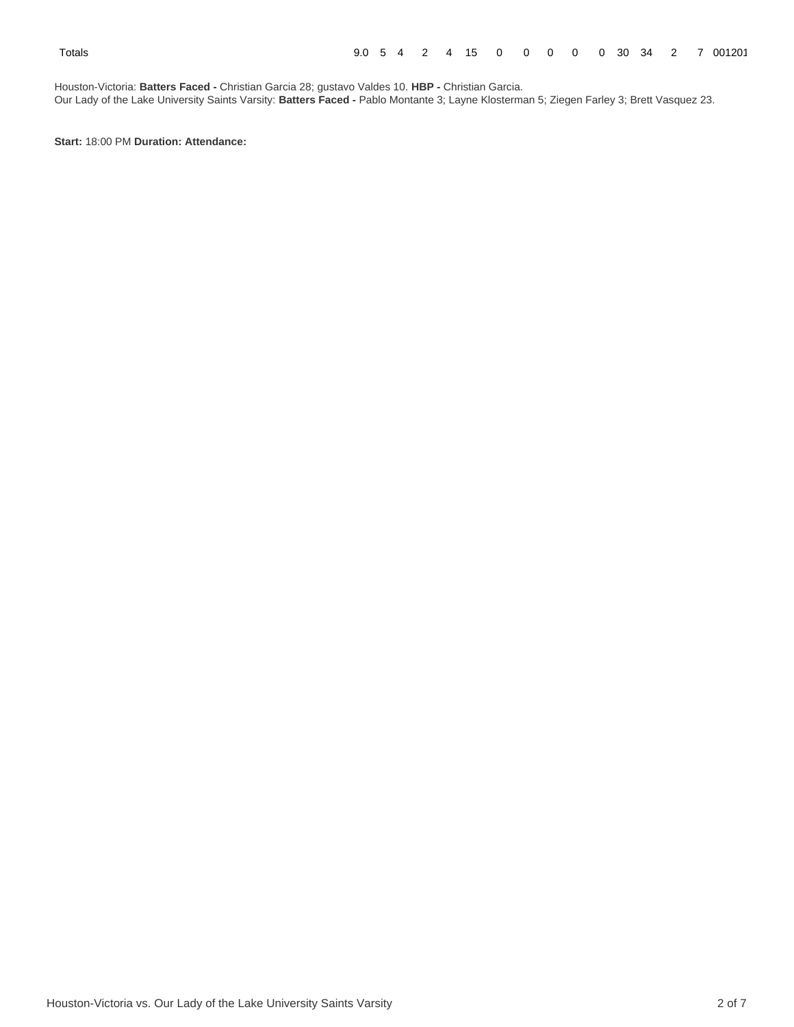| Totals | 9.0 | 5 | 4 | 2 | 4 | 15 | 0 | 0 | 0 | 0 | 0 | 30 | 34 | 2 | 7 | 001201 |
|---|---|---|---|---|---|---|---|---|---|---|---|---|---|---|---|---|

Houston-Victoria: **Batters Faced -** Christian Garcia 28; gustavo Valdes 10. **HBP -** Christian Garcia.
Our Lady of the Lake University Saints Varsity: **Batters Faced -** Pablo Montante 3; Layne Klosterman 5; Ziegen Farley 3; Brett Vasquez 23.

**Start:** 18:00 PM **Duration: Attendance:**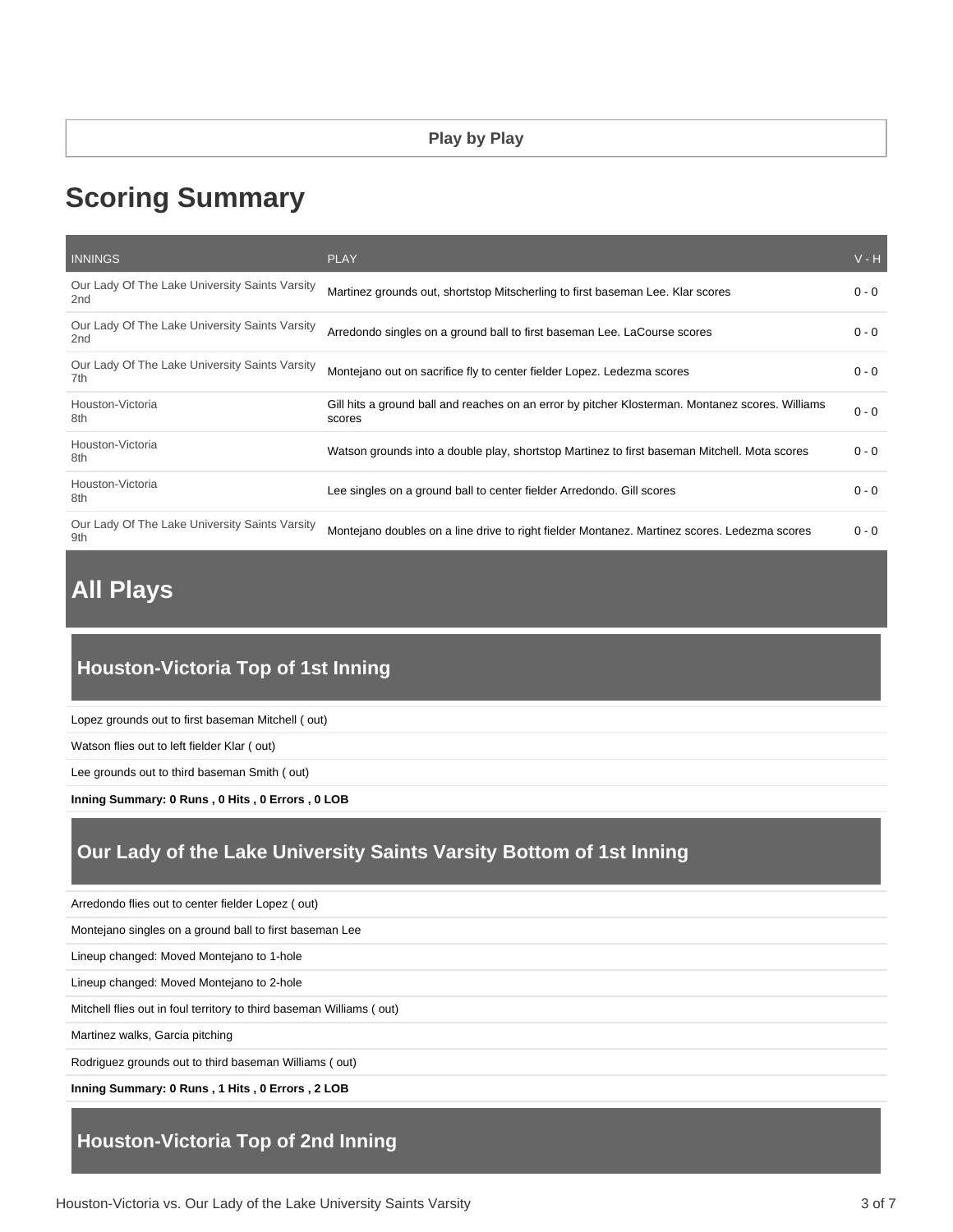**Play by Play**

# Scoring Summary

| INNINGS | PLAY | V - H |
| --- | --- | --- |
| Our Lady Of The Lake University Saints Varsity 2nd | Martinez grounds out, shortstop Mitscherling to first baseman Lee. Klar scores | 0 - 0 |
| Our Lady Of The Lake University Saints Varsity 2nd | Arredondo singles on a ground ball to first baseman Lee. LaCourse scores | 0 - 0 |
| Our Lady Of The Lake University Saints Varsity 7th | Montejano out on sacrifice fly to center fielder Lopez. Ledezma scores | 0 - 0 |
| Houston-Victoria 8th | Gill hits a ground ball and reaches on an error by pitcher Klosterman. Montanez scores. Williams scores | 0 - 0 |
| Houston-Victoria 8th | Watson grounds into a double play, shortstop Martinez to first baseman Mitchell. Mota scores | 0 - 0 |
| Houston-Victoria 8th | Lee singles on a ground ball to center fielder Arredondo. Gill scores | 0 - 0 |
| Our Lady Of The Lake University Saints Varsity 9th | Montejano doubles on a line drive to right fielder Montanez. Martinez scores. Ledezma scores | 0 - 0 |

## All Plays

### Houston-Victoria Top of 1st Inning

Lopez grounds out to first baseman Mitchell ( out)

Watson flies out to left fielder Klar ( out)

Lee grounds out to third baseman Smith ( out)

**Inning Summary: 0 Runs , 0 Hits , 0 Errors , 0 LOB**

### Our Lady of the Lake University Saints Varsity Bottom of 1st Inning

Arredondo flies out to center fielder Lopez ( out)

Montejano singles on a ground ball to first baseman Lee

Lineup changed: Moved Montejano to 1-hole

Lineup changed: Moved Montejano to 2-hole

Mitchell flies out in foul territory to third baseman Williams ( out)

Martinez walks, Garcia pitching

Rodriguez grounds out to third baseman Williams ( out)

**Inning Summary: 0 Runs , 1 Hits , 0 Errors , 2 LOB**

### Houston-Victoria Top of 2nd Inning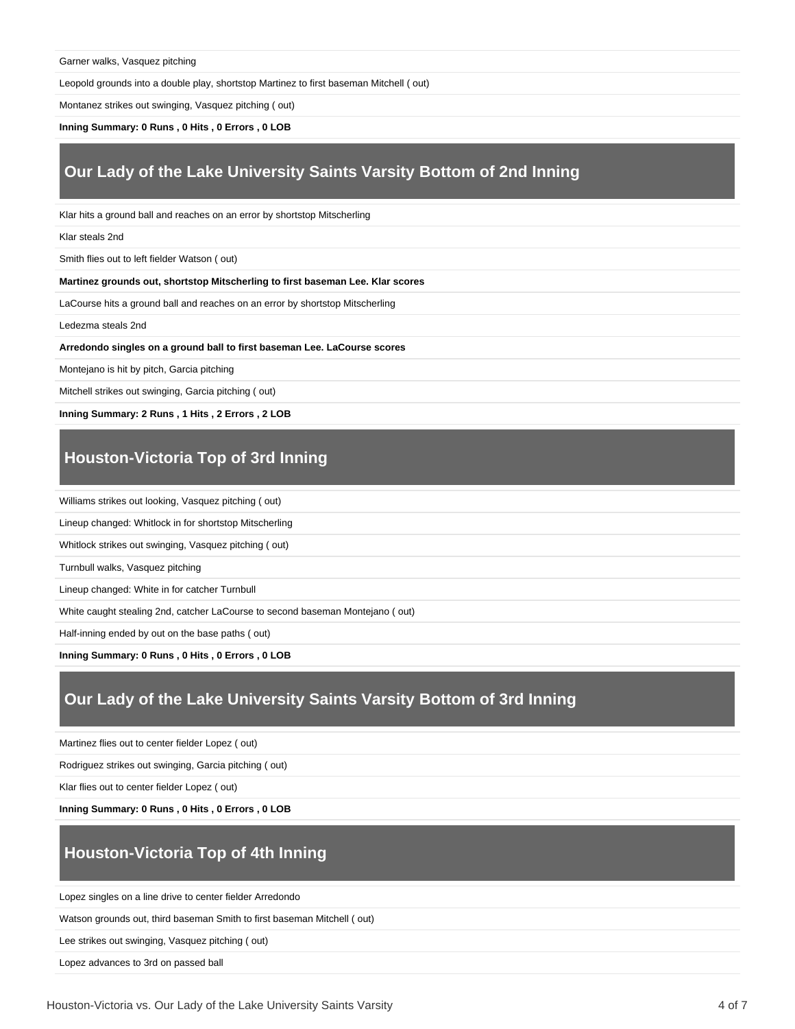Garner walks, Vasquez pitching

Leopold grounds into a double play, shortstop Martinez to first baseman Mitchell ( out)

Montanez strikes out swinging, Vasquez pitching ( out)

**Inning Summary: 0 Runs , 0 Hits , 0 Errors , 0 LOB**

## Our Lady of the Lake University Saints Varsity Bottom of 2nd Inning

Klar hits a ground ball and reaches on an error by shortstop Mitscherling

Klar steals 2nd

Smith flies out to left fielder Watson ( out)

**Martinez grounds out, shortstop Mitscherling to first baseman Lee. Klar scores**

LaCourse hits a ground ball and reaches on an error by shortstop Mitscherling

Ledezma steals 2nd

**Arredondo singles on a ground ball to first baseman Lee. LaCourse scores**

Montejano is hit by pitch, Garcia pitching

Mitchell strikes out swinging, Garcia pitching ( out)

**Inning Summary: 2 Runs , 1 Hits , 2 Errors , 2 LOB**

## Houston-Victoria Top of 3rd Inning

Williams strikes out looking, Vasquez pitching ( out)

Lineup changed: Whitlock in for shortstop Mitscherling

Whitlock strikes out swinging, Vasquez pitching ( out)

Turnbull walks, Vasquez pitching

Lineup changed: White in for catcher Turnbull

White caught stealing 2nd, catcher LaCourse to second baseman Montejano ( out)

Half-inning ended by out on the base paths ( out)

**Inning Summary: 0 Runs , 0 Hits , 0 Errors , 0 LOB**

## Our Lady of the Lake University Saints Varsity Bottom of 3rd Inning

Martinez flies out to center fielder Lopez ( out)

Rodriguez strikes out swinging, Garcia pitching ( out)

Klar flies out to center fielder Lopez ( out)

**Inning Summary: 0 Runs , 0 Hits , 0 Errors , 0 LOB**

## Houston-Victoria Top of 4th Inning

Lopez singles on a line drive to center fielder Arredondo

Watson grounds out, third baseman Smith to first baseman Mitchell ( out)

Lee strikes out swinging, Vasquez pitching ( out)

Lopez advances to 3rd on passed ball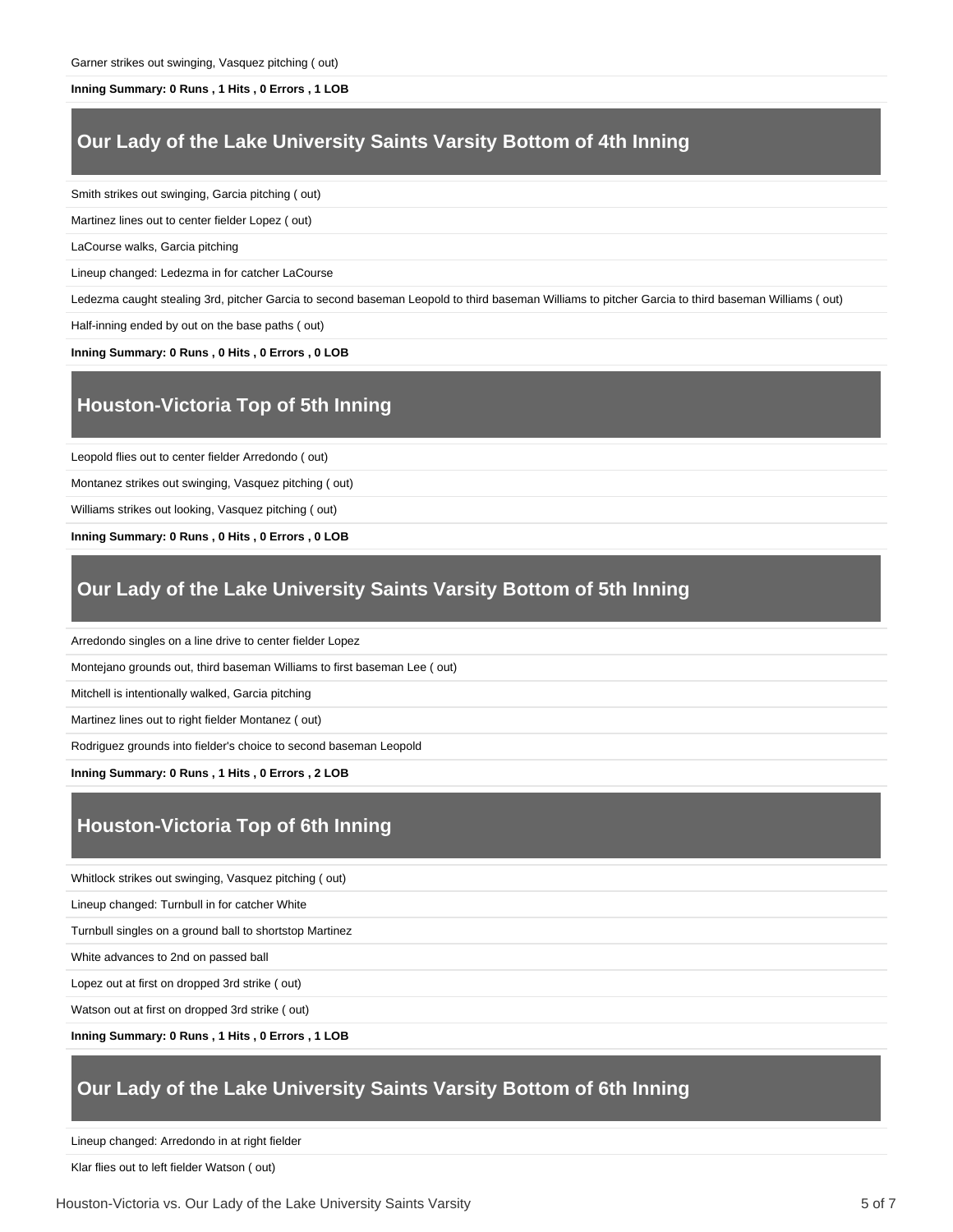Garner strikes out swinging, Vasquez pitching ( out)

**Inning Summary: 0 Runs , 1 Hits , 0 Errors , 1 LOB**

## Our Lady of the Lake University Saints Varsity Bottom of 4th Inning

Smith strikes out swinging, Garcia pitching ( out)

Martinez lines out to center fielder Lopez ( out)

LaCourse walks, Garcia pitching

Lineup changed: Ledezma in for catcher LaCourse

Ledezma caught stealing 3rd, pitcher Garcia to second baseman Leopold to third baseman Williams to pitcher Garcia to third baseman Williams ( out)

Half-inning ended by out on the base paths ( out)

**Inning Summary: 0 Runs , 0 Hits , 0 Errors , 0 LOB**

## Houston-Victoria Top of 5th Inning

Leopold flies out to center fielder Arredondo ( out)

Montanez strikes out swinging, Vasquez pitching ( out)

Williams strikes out looking, Vasquez pitching ( out)

**Inning Summary: 0 Runs , 0 Hits , 0 Errors , 0 LOB**

## Our Lady of the Lake University Saints Varsity Bottom of 5th Inning

Arredondo singles on a line drive to center fielder Lopez

Montejano grounds out, third baseman Williams to first baseman Lee ( out)

Mitchell is intentionally walked, Garcia pitching

Martinez lines out to right fielder Montanez ( out)

Rodriguez grounds into fielder's choice to second baseman Leopold

**Inning Summary: 0 Runs , 1 Hits , 0 Errors , 2 LOB**

## Houston-Victoria Top of 6th Inning

Whitlock strikes out swinging, Vasquez pitching ( out)

Lineup changed: Turnbull in for catcher White

Turnbull singles on a ground ball to shortstop Martinez

White advances to 2nd on passed ball

Lopez out at first on dropped 3rd strike ( out)

Watson out at first on dropped 3rd strike ( out)

**Inning Summary: 0 Runs , 1 Hits , 0 Errors , 1 LOB**

## Our Lady of the Lake University Saints Varsity Bottom of 6th Inning

Lineup changed: Arredondo in at right fielder

Klar flies out to left fielder Watson ( out)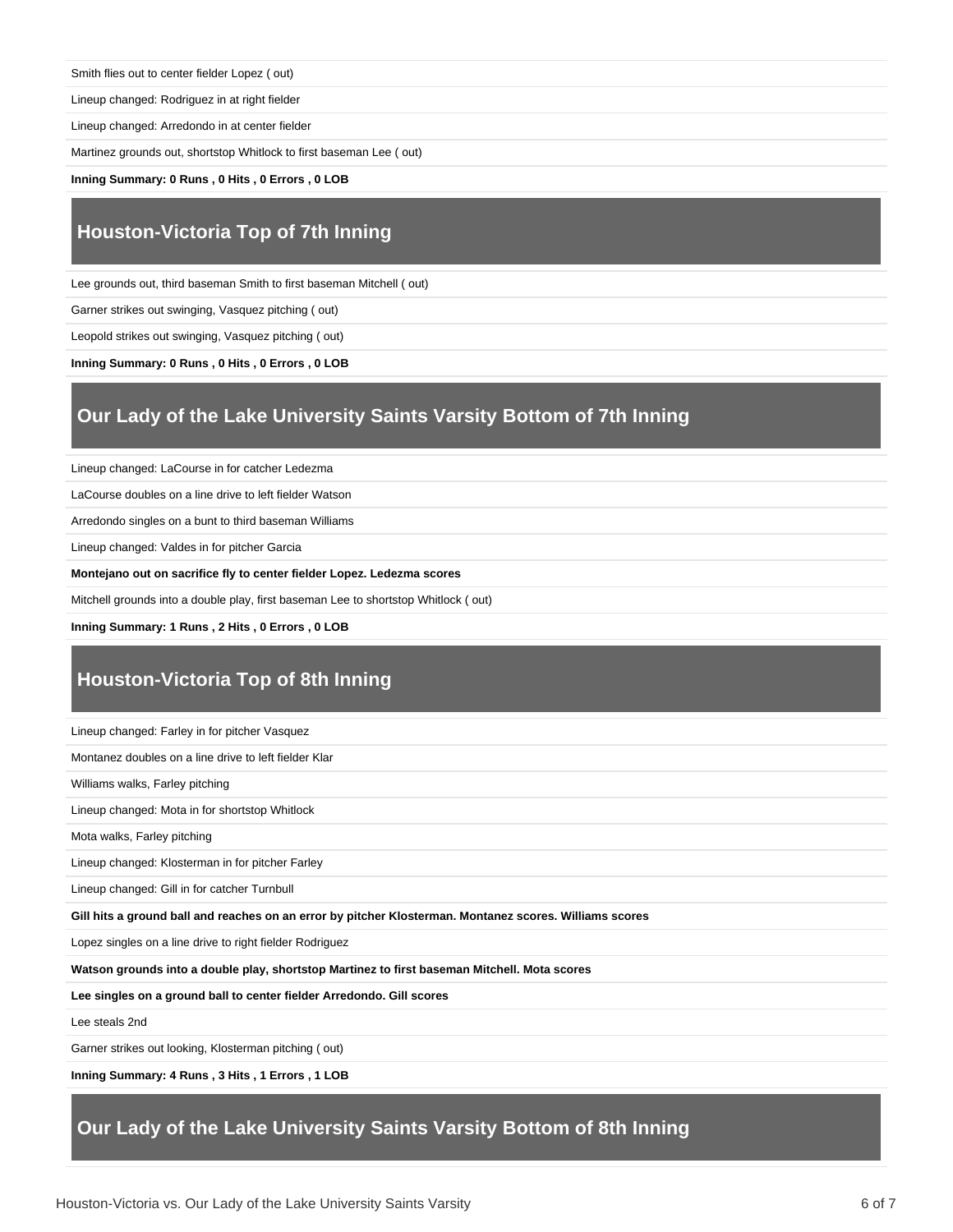Smith flies out to center fielder Lopez ( out)

Lineup changed: Rodriguez in at right fielder

Lineup changed: Arredondo in at center fielder

Martinez grounds out, shortstop Whitlock to first baseman Lee ( out)

**Inning Summary: 0 Runs , 0 Hits , 0 Errors , 0 LOB**

## Houston-Victoria Top of 7th Inning

Lee grounds out, third baseman Smith to first baseman Mitchell ( out)

Garner strikes out swinging, Vasquez pitching ( out)

Leopold strikes out swinging, Vasquez pitching ( out)

**Inning Summary: 0 Runs , 0 Hits , 0 Errors , 0 LOB**

## Our Lady of the Lake University Saints Varsity Bottom of 7th Inning

Lineup changed: LaCourse in for catcher Ledezma

LaCourse doubles on a line drive to left fielder Watson

Arredondo singles on a bunt to third baseman Williams

Lineup changed: Valdes in for pitcher Garcia

**Montejano out on sacrifice fly to center fielder Lopez. Ledezma scores**

Mitchell grounds into a double play, first baseman Lee to shortstop Whitlock ( out)

**Inning Summary: 1 Runs , 2 Hits , 0 Errors , 0 LOB**

## Houston-Victoria Top of 8th Inning

Lineup changed: Farley in for pitcher Vasquez

Montanez doubles on a line drive to left fielder Klar

Williams walks, Farley pitching

Lineup changed: Mota in for shortstop Whitlock

Mota walks, Farley pitching

Lineup changed: Klosterman in for pitcher Farley

Lineup changed: Gill in for catcher Turnbull

**Gill hits a ground ball and reaches on an error by pitcher Klosterman. Montanez scores. Williams scores**

Lopez singles on a line drive to right fielder Rodriguez

**Watson grounds into a double play, shortstop Martinez to first baseman Mitchell. Mota scores**

**Lee singles on a ground ball to center fielder Arredondo. Gill scores**

Lee steals 2nd

Garner strikes out looking, Klosterman pitching ( out)

**Inning Summary: 4 Runs , 3 Hits , 1 Errors , 1 LOB**

## Our Lady of the Lake University Saints Varsity Bottom of 8th Inning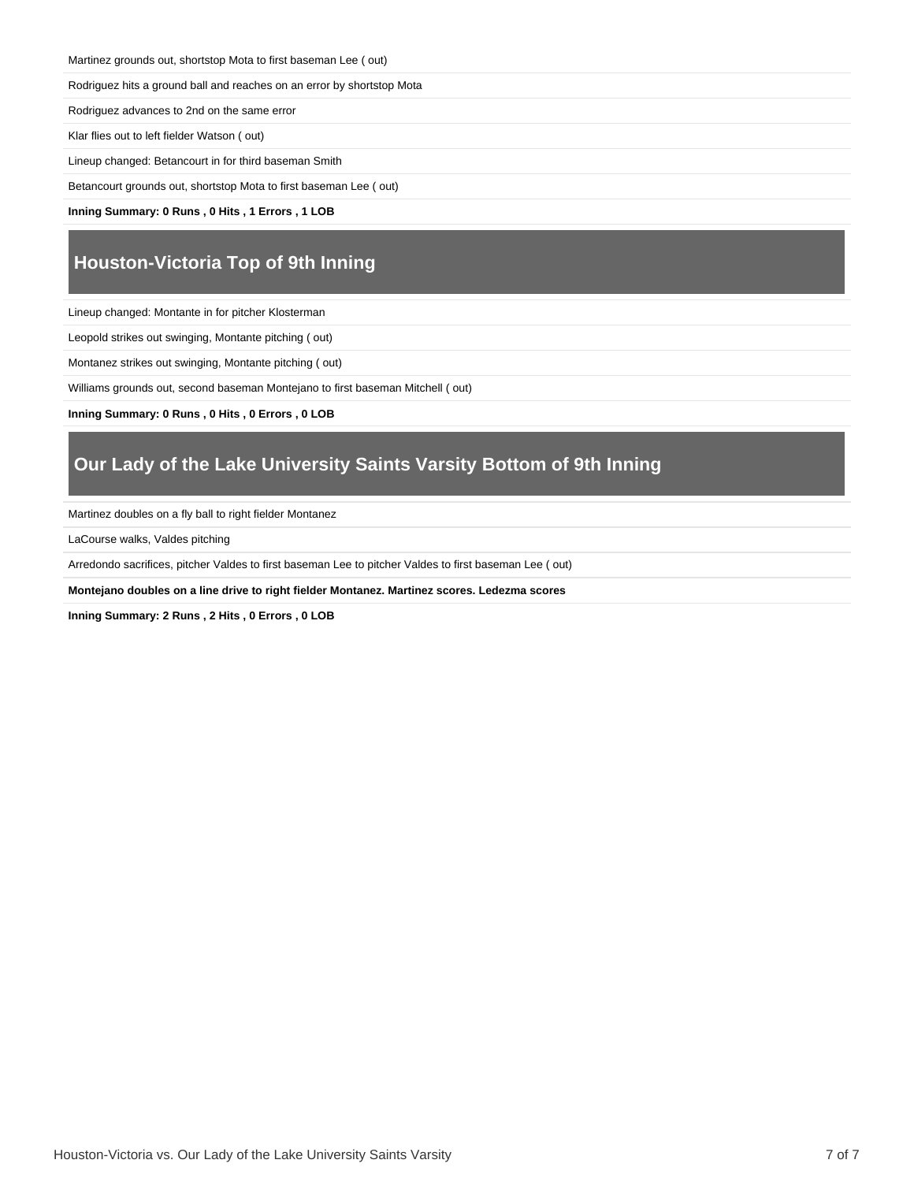Martinez grounds out, shortstop Mota to first baseman Lee ( out)

Rodriguez hits a ground ball and reaches on an error by shortstop Mota

Rodriguez advances to 2nd on the same error

Klar flies out to left fielder Watson ( out)

Lineup changed: Betancourt in for third baseman Smith

Betancourt grounds out, shortstop Mota to first baseman Lee ( out)

**Inning Summary: 0 Runs , 0 Hits , 1 Errors , 1 LOB**

## Houston-Victoria Top of 9th Inning

Lineup changed: Montante in for pitcher Klosterman

Leopold strikes out swinging, Montante pitching ( out)

Montanez strikes out swinging, Montante pitching ( out)

Williams grounds out, second baseman Montejano to first baseman Mitchell ( out)

**Inning Summary: 0 Runs , 0 Hits , 0 Errors , 0 LOB**

## Our Lady of the Lake University Saints Varsity Bottom of 9th Inning

Martinez doubles on a fly ball to right fielder Montanez

LaCourse walks, Valdes pitching

Arredondo sacrifices, pitcher Valdes to first baseman Lee to pitcher Valdes to first baseman Lee ( out)

**Montejano doubles on a line drive to right fielder Montanez. Martinez scores. Ledezma scores**

**Inning Summary: 2 Runs , 2 Hits , 0 Errors , 0 LOB**